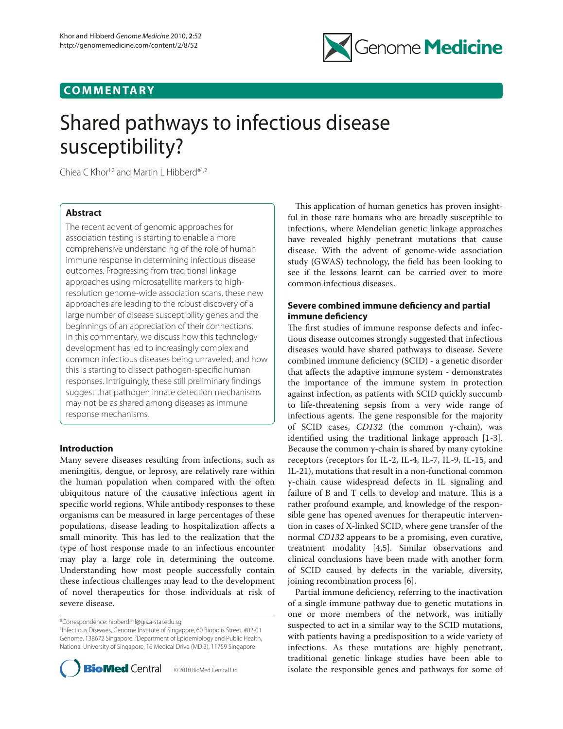# Shared pathways to infectious disease susceptibility?

Chiea C Khor[1,2] and Martin L Hibberd*[1,2]

## Abstract

The recent advent of genomic approaches for association testing is starting to enable a more comprehensive understanding of the role of human immune response in determining infectious disease outcomes. Progressing from traditional linkage approaches using microsatellite markers to high-resolution genome-wide association scans, these new approaches are leading to the robust discovery of a large number of disease susceptibility genes and the beginnings of an appreciation of their connections. In this commentary, we discuss how this technology development has led to increasingly complex and common infectious diseases being unraveled, and how this is starting to dissect pathogen-specific human responses. Intriguingly, these still preliminary findings suggest that pathogen innate detection mechanisms may not be as shared among diseases as immune response mechanisms.

## Introduction

Many severe diseases resulting from infections, such as meningitis, dengue, or leprosy, are relatively rare within the human population when compared with the often ubiquitous nature of the causative infectious agent in specific world regions. While antibody responses to these organisms can be measured in large percentages of these populations, disease leading to hospitalization affects a small minority. This has led to the realization that the type of host response made to an infectious encounter may play a large role in determining the outcome. Understanding how most people successfully contain these infectious challenges may lead to the development of novel therapeutics for those individuals at risk of severe disease.

This application of human genetics has proven insightful in those rare humans who are broadly susceptible to infections, where Mendelian genetic linkage approaches have revealed highly penetrant mutations that cause disease. With the advent of genome-wide association study (GWAS) technology, the field has been looking to see if the lessons learnt can be carried over to more common infectious diseases.

## Severe combined immune deficiency and partial immune deficiency

The first studies of immune response defects and infectious disease outcomes strongly suggested that infectious diseases would have shared pathways to disease. Severe combined immune deficiency (SCID) - a genetic disorder that affects the adaptive immune system - demonstrates the importance of the immune system in protection against infection, as patients with SCID quickly succumb to life-threatening sepsis from a very wide range of infectious agents. The gene responsible for the majority of SCID cases, *CD132* (the common γ-chain), was identified using the traditional linkage approach [1-3]. Because the common γ-chain is shared by many cytokine receptors (receptors for IL-2, IL-4, IL-7, IL-9, IL-15, and IL-21), mutations that result in a non-functional common γ-chain cause widespread defects in IL signaling and failure of B and T cells to develop and mature. This is a rather profound example, and knowledge of the responsible gene has opened avenues for therapeutic intervention in cases of X-linked SCID, where gene transfer of the normal *CD132* appears to be a promising, even curative, treatment modality [4,5]. Similar observations and clinical conclusions have been made with another form of SCID caused by defects in the variable, diversity, joining recombination process [6].

Partial immune deficiency, referring to the inactivation of a single immune pathway due to genetic mutations in one or more members of the network, was initially suspected to act in a similar way to the SCID mutations, with patients having a predisposition to a wide variety of infections. As these mutations are highly penetrant, traditional genetic linkage studies have been able to isolate the responsible genes and pathways for some of

*Correspondence: hibberdml@gis.a-star.edu.sg
[1]Infectious Diseases, Genome Institute of Singapore, 60 Biopolis Street, #02-01 Genome, 138672 Singapore. [2]Department of Epidemiology and Public Health, National University of Singapore, 16 Medical Drive (MD 3), 11759 Singapore

© 2010 BioMed Central Ltd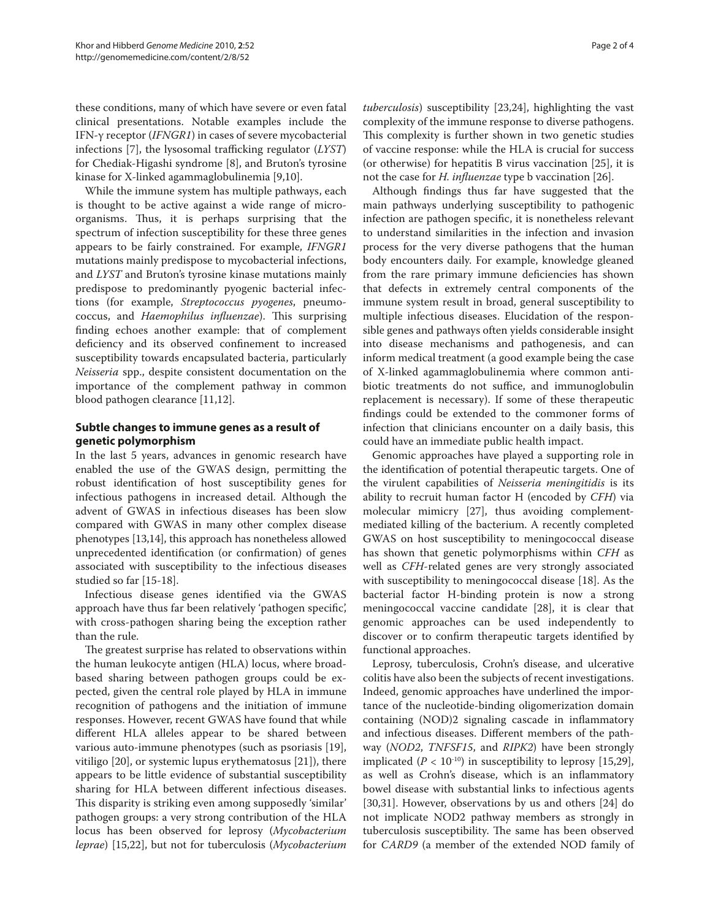these conditions, many of which have severe or even fatal clinical presentations. Notable examples include the IFN-γ receptor (*IFNGR1*) in cases of severe mycobacterial infections [7], the lysosomal trafficking regulator (*LYST*) for Chediak-Higashi syndrome [8], and Bruton's tyrosine kinase for X-linked agammaglobulinemia [9,10].

While the immune system has multiple pathways, each is thought to be active against a wide range of microorganisms. Thus, it is perhaps surprising that the spectrum of infection susceptibility for these three genes appears to be fairly constrained. For example, *IFNGR1* mutations mainly predispose to mycobacterial infections, and *LYST* and Bruton's tyrosine kinase mutations mainly predispose to predominantly pyogenic bacterial infections (for example, *Streptococcus pyogenes*, pneumococcus, and *Haemophilus influenzae*). This surprising finding echoes another example: that of complement deficiency and its observed confinement to increased susceptibility towards encapsulated bacteria, particularly *Neisseria* spp., despite consistent documentation on the importance of the complement pathway in common blood pathogen clearance [11,12].

## Subtle changes to immune genes as a result of genetic polymorphism

In the last 5 years, advances in genomic research have enabled the use of the GWAS design, permitting the robust identification of host susceptibility genes for infectious pathogens in increased detail. Although the advent of GWAS in infectious diseases has been slow compared with GWAS in many other complex disease phenotypes [13,14], this approach has nonetheless allowed unprecedented identification (or confirmation) of genes associated with susceptibility to the infectious diseases studied so far [15-18].

Infectious disease genes identified via the GWAS approach have thus far been relatively 'pathogen specific', with cross-pathogen sharing being the exception rather than the rule.

The greatest surprise has related to observations within the human leukocyte antigen (HLA) locus, where broad-based sharing between pathogen groups could be expected, given the central role played by HLA in immune recognition of pathogens and the initiation of immune responses. However, recent GWAS have found that while different HLA alleles appear to be shared between various auto-immune phenotypes (such as psoriasis [19], vitiligo [20], or systemic lupus erythematosus [21]), there appears to be little evidence of substantial susceptibility sharing for HLA between different infectious diseases. This disparity is striking even among supposedly 'similar' pathogen groups: a very strong contribution of the HLA locus has been observed for leprosy (*Mycobacterium leprae*) [15,22], but not for tuberculosis (*Mycobacterium tuberculosis*) susceptibility [23,24], highlighting the vast complexity of the immune response to diverse pathogens. This complexity is further shown in two genetic studies of vaccine response: while the HLA is crucial for success (or otherwise) for hepatitis B virus vaccination [25], it is not the case for *H. influenzae* type b vaccination [26].

Although findings thus far have suggested that the main pathways underlying susceptibility to pathogenic infection are pathogen specific, it is nonetheless relevant to understand similarities in the infection and invasion process for the very diverse pathogens that the human body encounters daily. For example, knowledge gleaned from the rare primary immune deficiencies has shown that defects in extremely central components of the immune system result in broad, general susceptibility to multiple infectious diseases. Elucidation of the responsible genes and pathways often yields considerable insight into disease mechanisms and pathogenesis, and can inform medical treatment (a good example being the case of X-linked agammaglobulinemia where common antibiotic treatments do not suffice, and immunoglobulin replacement is necessary). If some of these therapeutic findings could be extended to the commoner forms of infection that clinicians encounter on a daily basis, this could have an immediate public health impact.

Genomic approaches have played a supporting role in the identification of potential therapeutic targets. One of the virulent capabilities of *Neisseria meningitidis* is its ability to recruit human factor H (encoded by *CFH*) via molecular mimicry [27], thus avoiding complement-mediated killing of the bacterium. A recently completed GWAS on host susceptibility to meningococcal disease has shown that genetic polymorphisms within *CFH* as well as *CFH*-related genes are very strongly associated with susceptibility to meningococcal disease [18]. As the bacterial factor H-binding protein is now a strong meningococcal vaccine candidate [28], it is clear that genomic approaches can be used independently to discover or to confirm therapeutic targets identified by functional approaches.

Leprosy, tuberculosis, Crohn's disease, and ulcerative colitis have also been the subjects of recent investigations. Indeed, genomic approaches have underlined the importance of the nucleotide-binding oligomerization domain containing (NOD)2 signaling cascade in inflammatory and infectious diseases. Different members of the pathway (*NOD2*, *TNFSF15*, and *RIPK2*) have been strongly implicated ($P < 10^{-10}$) in susceptibility to leprosy [15,29], as well as Crohn's disease, which is an inflammatory bowel disease with substantial links to infectious agents [30,31]. However, observations by us and others [24] do not implicate NOD2 pathway members as strongly in tuberculosis susceptibility. The same has been observed for *CARD9* (a member of the extended NOD family of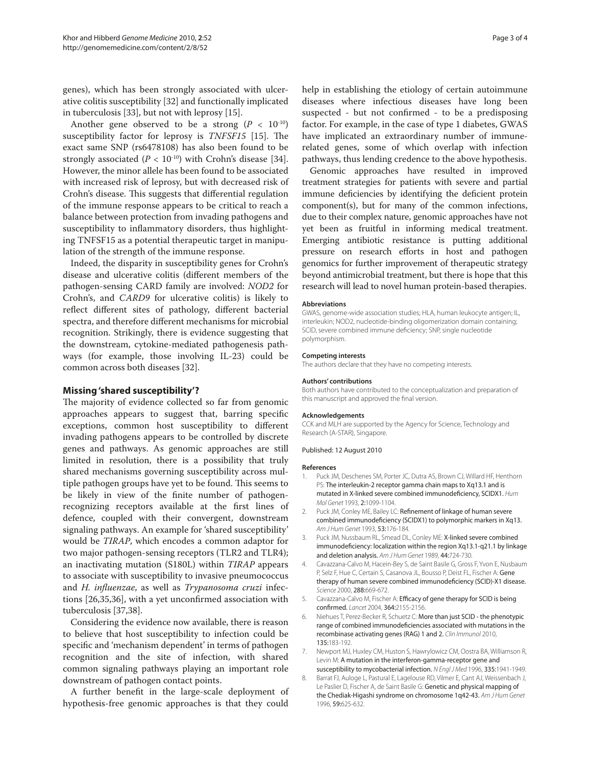genes), which has been strongly associated with ulcerative colitis susceptibility [32] and functionally implicated in tuberculosis [33], but not with leprosy [15].

Another gene observed to be a strong ($P < 10^{-10}$) susceptibility factor for leprosy is *TNFSF15* [15]. The exact same SNP (rs6478108) has also been found to be strongly associated ($P < 10^{-10}$) with Crohn's disease [34]. However, the minor allele has been found to be associated with increased risk of leprosy, but with decreased risk of Crohn's disease. This suggests that differential regulation of the immune response appears to be critical to reach a balance between protection from invading pathogens and susceptibility to inflammatory disorders, thus highlighting TNFSF15 as a potential therapeutic target in manipulation of the strength of the immune response.

Indeed, the disparity in susceptibility genes for Crohn's disease and ulcerative colitis (different members of the pathogen-sensing CARD family are involved: *NOD2* for Crohn's, and *CARD9* for ulcerative colitis) is likely to reflect different sites of pathology, different bacterial spectra, and therefore different mechanisms for microbial recognition. Strikingly, there is evidence suggesting that the downstream, cytokine-mediated pathogenesis pathways (for example, those involving IL-23) could be common across both diseases [32].

## Missing 'shared susceptibility'?

The majority of evidence collected so far from genomic approaches appears to suggest that, barring specific exceptions, common host susceptibility to different invading pathogens appears to be controlled by discrete genes and pathways. As genomic approaches are still limited in resolution, there is a possibility that truly shared mechanisms governing susceptibility across multiple pathogen groups have yet to be found. This seems to be likely in view of the finite number of pathogen-recognizing receptors available at the first lines of defence, coupled with their convergent, downstream signaling pathways. An example for 'shared susceptibility' would be *TIRAP*, which encodes a common adaptor for two major pathogen-sensing receptors (TLR2 and TLR4); an inactivating mutation (S180L) within *TIRAP* appears to associate with susceptibility to invasive pneumococcus and *H. influenzae*, as well as *Trypanosoma cruzi* infections [26,35,36], with a yet unconfirmed association with tuberculosis [37,38].

Considering the evidence now available, there is reason to believe that host susceptibility to infection could be specific and 'mechanism dependent' in terms of pathogen recognition and the site of infection, with shared common signaling pathways playing an important role downstream of pathogen contact points.

A further benefit in the large-scale deployment of hypothesis-free genomic approaches is that they could help in establishing the etiology of certain autoimmune diseases where infectious diseases have long been suspected - but not confirmed - to be a predisposing factor. For example, in the case of type 1 diabetes, GWAS have implicated an extraordinary number of immune-related genes, some of which overlap with infection pathways, thus lending credence to the above hypothesis.

Genomic approaches have resulted in improved treatment strategies for patients with severe and partial immune deficiencies by identifying the deficient protein component(s), but for many of the common infections, due to their complex nature, genomic approaches have not yet been as fruitful in informing medical treatment. Emerging antibiotic resistance is putting additional pressure on research efforts in host and pathogen genomics for further improvement of therapeutic strategy beyond antimicrobial treatment, but there is hope that this research will lead to novel human protein-based therapies.

#### Abbreviations

GWAS, genome-wide association studies; HLA, human leukocyte antigen; IL, interleukin; NOD2, nucleotide-binding oligomerization domain containing; SCID, severe combined immune deficiency; SNP, single nucleotide polymorphism.

#### Competing interests

The authors declare that they have no competing interests.

#### Authors' contributions

Both authors have contributed to the conceptualization and preparation of this manuscript and approved the final version.

#### Acknowledgements

CCK and MLH are supported by the Agency for Science, Technology and Research (A-STAR), Singapore.

Published: 12 August 2010

#### References

1. Puck JM, Deschenes SM, Porter JC, Dutra AS, Brown CJ, Willard HF, Henthorn PS: The interleukin-2 receptor gamma chain maps to Xq13.1 and is mutated in X-linked severe combined immunodeficiency, SCIDX1. *Hum Mol Genet* 1993, **2:**1099-1104.
2. Puck JM, Conley ME, Bailey LC: Refinement of linkage of human severe combined immunodeficiency (SCIDX1) to polymorphic markers in Xq13. *Am J Hum Genet* 1993, **53:**176-184.
3. Puck JM, Nussbaum RL, Smead DL, Conley ME: X-linked severe combined immunodeficiency: localization within the region Xq13.1-q21.1 by linkage and deletion analysis. *Am J Hum Genet* 1989, **44:**724-730.
4. Cavazzana-Calvo M, Hacein-Bey S, de Saint Basile G, Gross F, Yvon E, Nusbaum P, Selz F, Hue C, Certain S, Casanova JL, Bousso P, Deist FL, Fischer A: Gene therapy of human severe combined immunodeficiency (SCID)-X1 disease. *Science* 2000, **288:**669-672.
5. Cavazzana-Calvo M, Fischer A: Efficacy of gene therapy for SCID is being confirmed. *Lancet* 2004, **364:**2155-2156.
6. Niehues T, Perez-Becker R, Schuetz C: More than just SCID - the phenotypic range of combined immunodeficiencies associated with mutations in the recombinase activating genes (RAG) 1 and 2. *Clin Immunol* 2010, **135:**183-192.
7. Newport MJ, Huxley CM, Huston S, Hawrylowicz CM, Oostra BA, Williamson R, Levin M: A mutation in the interferon-gamma-receptor gene and susceptibility to mycobacterial infection. *N Engl J Med* 1996, **335:**1941-1949.
8. Barrat FJ, Auloge L, Pastural E, Lagelouse RD, Vilmer E, Cant AJ, Weissenbach J, Le Paslier D, Fischer A, de Saint Basile G: Genetic and physical mapping of the Chediak-Higashi syndrome on chromosome 1q42-43. *Am J Hum Genet* 1996, **59:**625-632.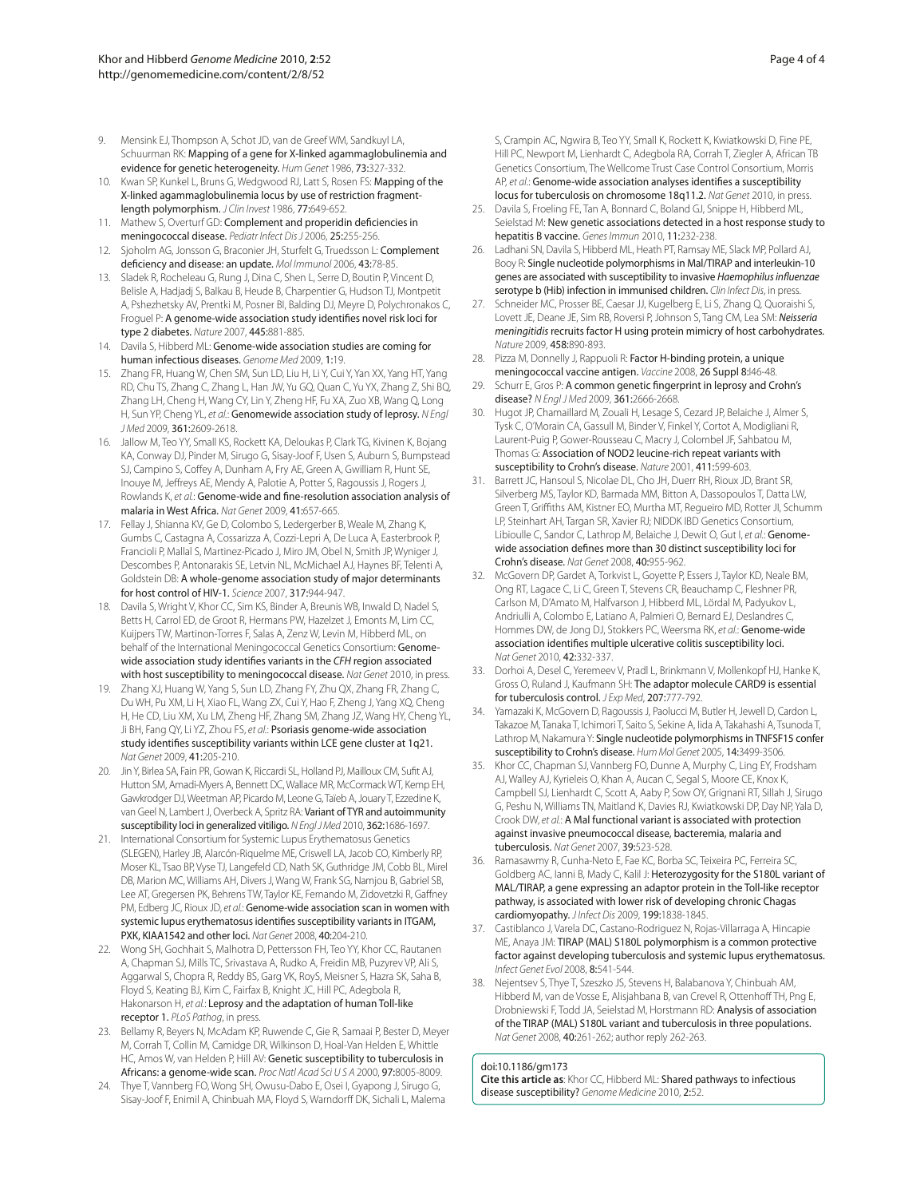9. Mensink EJ, Thompson A, Schot JD, van de Greef WM, Sandkuyl LA, Schuurman RK: Mapping of a gene for X-linked agammaglobulinemia and evidence for genetic heterogeneity. *Hum Genet* 1986, **73:**327-332.
10. Kwan SP, Kunkel L, Bruns G, Wedgwood RJ, Latt S, Rosen FS: Mapping of the X-linked agammaglobulinemia locus by use of restriction fragment-length polymorphism. *J Clin Invest* 1986, **77:**649-652.
11. Mathew S, Overturf GD: Complement and properidin deficiencies in meningococcal disease. *Pediatr Infect Dis J* 2006, **25:**255-256.
12. Sjoholm AG, Jonsson G, Braconier JH, Sturfelt G, Truedsson L: Complement deficiency and disease: an update. *Mol Immunol* 2006, **43:**78-85.
13. Sladek R, Rocheleau G, Rung J, Dina C, Shen L, Serre D, Boutin P, Vincent D, Belisle A, Hadjadj S, Balkau B, Heude B, Charpentier G, Hudson TJ, Montpetit A, Pshezhetsky AV, Prentki M, Posner BI, Balding DJ, Meyre D, Polychronakos C, Froguel P: A genome-wide association study identifies novel risk loci for type 2 diabetes. *Nature* 2007, **445:**881-885.
14. Davila S, Hibberd ML: Genome-wide association studies are coming for human infectious diseases. *Genome Med* 2009, **1:**19.
15. Zhang FR, Huang W, Chen SM, Sun LD, Liu H, Li Y, Cui Y, Yan XX, Yang HT, Yang RD, Chu TS, Zhang C, Zhang L, Han JW, Yu GQ, Quan C, Yu YX, Zhang Z, Shi BQ, Zhang LH, Cheng H, Wang CY, Lin Y, Zheng HF, Fu XA, Zuo XB, Wang Q, Long H, Sun YP, Cheng YL, *et al.*: Genomewide association study of leprosy. *N Engl J Med* 2009, **361:**2609-2618.
16. Jallow M, Teo YY, Small KS, Rockett KA, Deloukas P, Clark TG, Kivinen K, Bojang KA, Conway DJ, Pinder M, Sirugo G, Sisay-Joof F, Usen S, Auburn S, Bumpstead SJ, Campino S, Coffey A, Dunham A, Fry AE, Green A, Gwilliam R, Hunt SE, Inouye M, Jeffreys AE, Mendy A, Palotie A, Potter S, Ragoussis J, Rogers J, Rowlands K, *et al.*: Genome-wide and fine-resolution association analysis of malaria in West Africa. *Nat Genet* 2009, **41:**657-665.
17. Fellay J, Shianna KV, Ge D, Colombo S, Ledergerber B, Weale M, Zhang K, Gumbs C, Castagna A, Cossarizza A, Cozzi-Lepri A, De Luca A, Easterbrook P, Francioli P, Mallal S, Martinez-Picado J, Miro JM, Obel N, Smith JP, Wyniger J, Descombes P, Antonarakis SE, Letvin NL, McMichael AJ, Haynes BF, Telenti A, Goldstein DB: A whole-genome association study of major determinants for host control of HIV-1. *Science* 2007, **317:**944-947.
18. Davila S, Wright V, Khor CC, Sim KS, Binder A, Breunis WB, Inwald D, Nadel S, Betts H, Carrol ED, de Groot R, Hermans PW, Hazelzet J, Emonts M, Lim CC, Kuijpers TW, Martinon-Torres F, Salas A, Zenz W, Levin M, Hibberd ML, on behalf of the International Meningococcal Genetics Consortium: Genome-wide association study identifies variants in the *CFH* region associated with host susceptibility to meningococcal disease. *Nat Genet* 2010, in press.
19. Zhang XJ, Huang W, Yang S, Sun LD, Zhang FY, Zhu QX, Zhang FR, Zhang C, Du WH, Pu XM, Li H, Xiao FL, Wang ZX, Cui Y, Hao F, Zheng J, Yang XQ, Cheng H, He CD, Liu XM, Xu LM, Zheng HF, Zhang SM, Zhang JZ, Wang HY, Cheng YL, Ji BH, Fang QY, Li YZ, Zhou FS, *et al.*: Psoriasis genome-wide association study identifies susceptibility variants within LCE gene cluster at 1q21. *Nat Genet* 2009, **41:**205-210.
20. Jin Y, Birlea SA, Fain PR, Gowan K, Riccardi SL, Holland PJ, Mailloux CM, Sufit AJ, Hutton SM, Amadi-Myers A, Bennett DC, Wallace MR, McCormack WT, Kemp EH, Gawkrodger DJ, Weetman AP, Picardo M, Leone G, Taïeb A, Jouary T, Ezzedine K, van Geel N, Lambert J, Overbeck A, Spritz RA: Variant of TYR and autoimmunity susceptibility loci in generalized vitiligo. *N Engl J Med* 2010, **362:**1686-1697.
21. International Consortium for Systemic Lupus Erythematosus Genetics (SLEGEN), Harley JB, Alarcón-Riquelme ME, Criswell LA, Jacob CO, Kimberly RP, Moser KL, Tsao BP, Vyse TJ, Langefeld CD, Nath SK, Guthridge JM, Cobb BL, Mirel DB, Marion MC, Williams AH, Divers J, Wang W, Frank SG, Namjou B, Gabriel SB, Lee AT, Gregersen PK, Behrens TW, Taylor KE, Fernando M, Zidovetzki R, Gaffney PM, Edberg JC, Rioux JD, *et al.*: Genome-wide association scan in women with systemic lupus erythematosus identifies susceptibility variants in ITGAM, PXK, KIAA1542 and other loci. *Nat Genet* 2008, **40:**204-210.
22. Wong SH, Gochhait S, Malhotra D, Pettersson FH, Teo YY, Khor CC, Rautanen A, Chapman SJ, Mills TC, Srivastava A, Rudko A, Freidin MB, Puzyrev VP, Ali S, Aggarwal S, Chopra R, Reddy BS, Garg VK, RoyS, Meisner S, Hazra SK, Saha B, Floyd S, Keating BJ, Kim C, Fairfax B, Knight JC, Hill PC, Adegbola R, Hakonarson H, *et al.*: Leprosy and the adaptation of human Toll-like receptor 1. *PLoS Pathog*, in press.
23. Bellamy R, Beyers N, McAdam KP, Ruwende C, Gie R, Samaai P, Bester D, Meyer M, Corrah T, Collin M, Camidge DR, Wilkinson D, Hoal-Van Helden E, Whittle HC, Amos W, van Helden P, Hill AV: Genetic susceptibility to tuberculosis in Africans: a genome-wide scan. *Proc Natl Acad Sci U S A* 2000, **97:**8005-8009.
24. Thye T, Vannberg FO, Wong SH, Owusu-Dabo E, Osei I, Gyapong J, Sirugo G, Sisay-Joof F, Enimil A, Chinbuah MA, Floyd S, Warndorff DK, Sichali L, Malema S, Crampin AC, Ngwira B, Teo YY, Small K, Rockett K, Kwiatkowski D, Fine PE, Hill PC, Newport M, Lienhardt C, Adegbola RA, Corrah T, Ziegler A, African TB Genetics Consortium, The Wellcome Trust Case Control Consortium, Morris AP, *et al.*: Genome-wide association analyses identifies a susceptibility locus for tuberculosis on chromosome 18q11.2. *Nat Genet* 2010, in press.
25. Davila S, Froeling FE, Tan A, Bonnard C, Boland GJ, Snippe H, Hibberd ML, Seielstad M: New genetic associations detected in a host response study to hepatitis B vaccine. *Genes Immun* 2010, **11:**232-238.
26. Ladhani SN, Davila S, Hibberd ML, Heath PT, Ramsay ME, Slack MP, Pollard AJ, Booy R: Single nucleotide polymorphisms in Mal/TIRAP and interleukin-10 genes are associated with susceptibility to invasive *Haemophilus influenzae* serotype b (Hib) infection in immunised children. *Clin Infect Dis*, in press.
27. Schneider MC, Prosser BE, Caesar JJ, Kugelberg E, Li S, Zhang Q, Quoraishi S, Lovett JE, Deane JE, Sim RB, Roversi P, Johnson S, Tang CM, Lea SM: *Neisseria meningitidis* recruits factor H using protein mimicry of host carbohydrates. *Nature* 2009, **458:**890-893.
28. Pizza M, Donnelly J, Rappuoli R: Factor H-binding protein, a unique meningococcal vaccine antigen. *Vaccine* 2008, **26 Suppl 8:**I46-48.
29. Schurr E, Gros P: A common genetic fingerprint in leprosy and Crohn's disease? *N Engl J Med* 2009, **361:**2666-2668.
30. Hugot JP, Chamaillard M, Zouali H, Lesage S, Cezard JP, Belaiche J, Almer S, Tysk C, O'Morain CA, Gassull M, Binder V, Finkel Y, Cortot A, Modigliani R, Laurent-Puig P, Gower-Rousseau C, Macry J, Colombel JF, Sahbatou M, Thomas G: Association of NOD2 leucine-rich repeat variants with susceptibility to Crohn's disease. *Nature* 2001, **411:**599-603.
31. Barrett JC, Hansoul S, Nicolae DL, Cho JH, Duerr RH, Rioux JD, Brant SR, Silverberg MS, Taylor KD, Barmada MM, Bitton A, Dassopoulos T, Datta LW, Green T, Griffiths AM, Kistner EO, Murtha MT, Regueiro MD, Rotter JI, Schumm LP, Steinhart AH, Targan SR, Xavier RJ; NIDDK IBD Genetics Consortium, Libioulle C, Sandor C, Lathrop M, Belaiche J, Dewit O, Gut I, *et al.*: Genome-wide association defines more than 30 distinct susceptibility loci for Crohn's disease. *Nat Genet* 2008, **40:**955-962.
32. McGovern DP, Gardet A, Torkvist L, Goyette P, Essers J, Taylor KD, Neale BM, Ong RT, Lagace C, Li C, Green T, Stevens CR, Beauchamp C, Fleshner PR, Carlson M, D'Amato M, Halfvarson J, Hibberd ML, Lördal M, Padyukov L, Andriulli A, Colombo E, Latiano A, Palmieri O, Bernard EJ, Deslandres C, Hommes DW, de Jong DJ, Stokkers PC, Weersma RK, *et al.*: Genome-wide association identifies multiple ulcerative colitis susceptibility loci. *Nat Genet* 2010, **42:**332-337.
33. Dorhoi A, Desel C, Yeremeev V, Pradl L, Brinkmann V, Mollenkopf HJ, Hanke K, Gross O, Ruland J, Kaufmann SH: The adaptor molecule CARD9 is essential for tuberculosis control. *J Exp Med*, 2010, **207:**777-792.
34. Yamazaki K, McGovern D, Ragoussis J, Paolucci M, Butler H, Jewell D, Cardon L, Takazoe M, Tanaka T, Ichimori T, Saito S, Sekine A, Iida A, Takahashi A, Tsunoda T, Lathrop M, Nakamura Y: Single nucleotide polymorphisms in TNFSF15 confer susceptibility to Crohn's disease. *Hum Mol Genet* 2005, **14:**3499-3506.
35. Khor CC, Chapman SJ, Vannberg FO, Dunne A, Murphy C, Ling EY, Frodsham AJ, Walley AJ, Kyrieleis O, Khan A, Aucan C, Segal S, Moore CE, Knox K, Campbell SJ, Lienhardt C, Scott A, Aaby P, Sow OY, Grignani RT, Sillah J, Sirugo G, Peshu N, Williams TN, Maitland K, Davies RJ, Kwiatkowski DP, Day NP, Yala D, Crook DW, *et al.*: A Mal functional variant is associated with protection against invasive pneumococcal disease, bacteremia, malaria and tuberculosis. *Nat Genet* 2007, **39:**523-528.
36. Ramasawmy R, Cunha-Neto E, Fae KC, Borba SC, Teixeira PC, Ferreira SC, Goldberg AC, Ianni B, Mady C, Kalil J: Heterozygosity for the S180L variant of MAL/TIRAP, a gene expressing an adaptor protein in the Toll-like receptor pathway, is associated with lower risk of developing chronic Chagas cardiomyopathy. *J Infect Dis* 2009, **199:**1838-1845.
37. Castiblanco J, Varela DC, Castano-Rodriguez N, Rojas-Villarraga A, Hincapie ME, Anaya JM: TIRAP (MAL) S180L polymorphism is a common protective factor against developing tuberculosis and systemic lupus erythematosus. *Infect Genet Evol* 2008, **8:**541-544.
38. Nejentsev S, Thye T, Szeszko JS, Stevens H, Balabanova Y, Chinbuah AM, Hibberd M, van de Vosse E, Alisjahbana B, van Crevel R, Ottenhoff TH, Png E, Drobniewski F, Todd JA, Seielstad M, Horstmann RD: Analysis of association of the TIRAP (MAL) S180L variant and tuberculosis in three populations. *Nat Genet* 2008, **40:**261-262; author reply 262-263.

doi:10.1186/gm173

**Cite this article as**: Khor CC, Hibberd ML: Shared pathways to infectious disease susceptibility? *Genome Medicine* 2010, **2:**52.